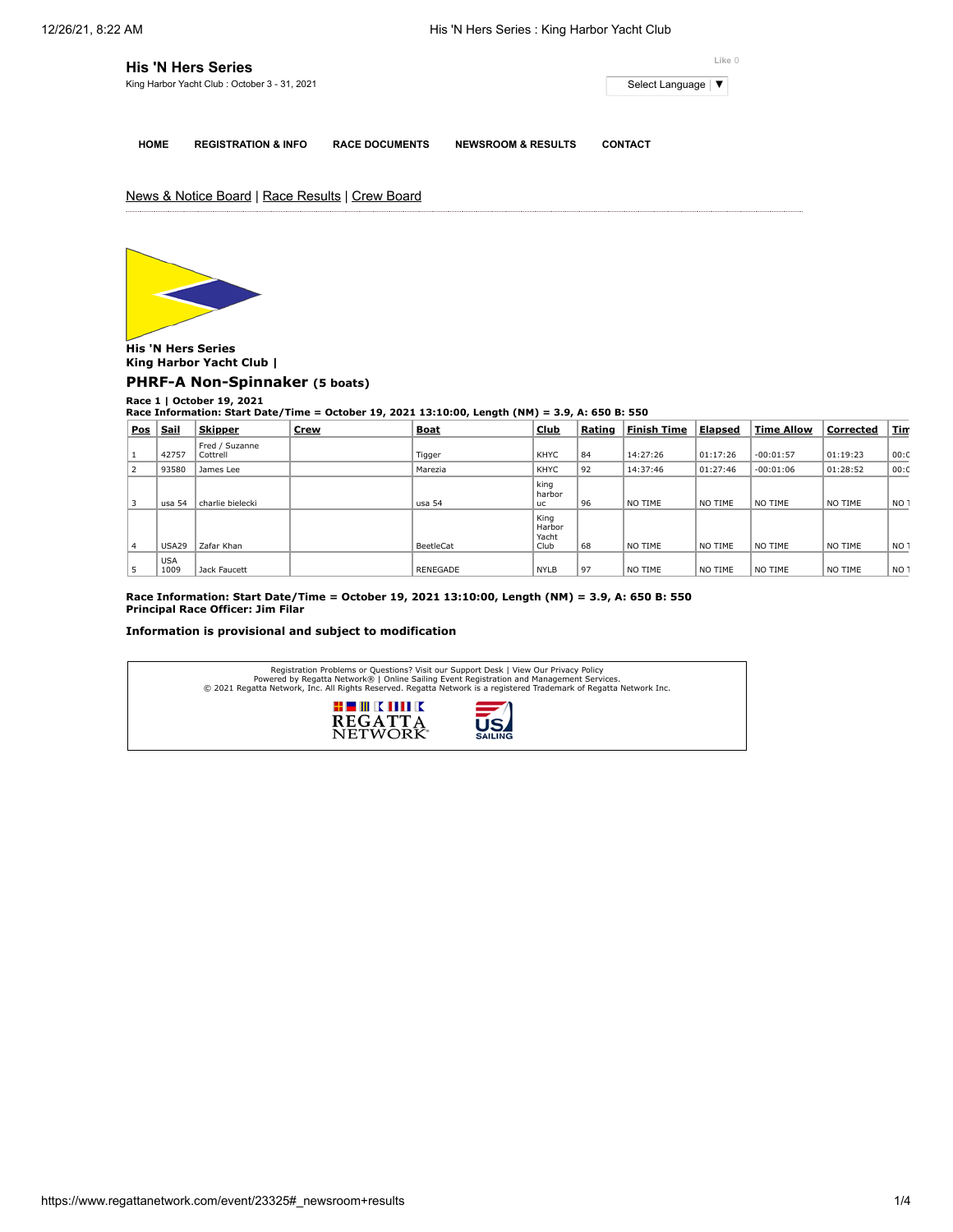# His 'N Hers Series

King Harbor Yacht Club : October 3 - 31, 2021

Like 0

Select Language ▼

**HOME** **REGISTRATION & INFO** **RACE DOCUMENTS** **NEWSROOM & RESULTS** **CONTACT**

News & Notice Board | Race Results | Crew Board

**His 'N Hers Series**
**King Harbor Yacht Club |**

## PHRF-A Non-Spinnaker (5 boats)

**Race 1 | October 19, 2021**
**Race Information: Start Date/Time = October 19, 2021 13:10:00, Length (NM) = 3.9, A: 650 B: 550**

| Pos | Sail | Skipper | Crew | Boat | Club | Rating | Finish Time | Elapsed | Time Allow | Corrected | Tim |
|---|---|---|---|---|---|---|---|---|---|---|---|
| 1 | 42757 | Fred / Suzanne Cottrell | | Tigger | KHYC | 84 | 14:27:26 | 01:17:26 | -00:01:57 | 01:19:23 | 00:0 |
| 2 | 93580 | James Lee | | Marezia | KHYC | 92 | 14:37:46 | 01:27:46 | -00:01:06 | 01:28:52 | 00:0 |
| 3 | usa 54 | charlie bielecki | | usa 54 | king harbor uc | 96 | NO TIME | NO TIME | NO TIME | NO TIME | NO T |
| 4 | USA29 | Zafar Khan | | BeetleCat | King Harbor Yacht Club | 68 | NO TIME | NO TIME | NO TIME | NO TIME | NO T |
| 5 | USA 1009 | Jack Faucett | | RENEGADE | NYLB | 97 | NO TIME | NO TIME | NO TIME | NO TIME | NO T |

**Race Information: Start Date/Time = October 19, 2021 13:10:00, Length (NM) = 3.9, A: 650 B: 550**
**Principal Race Officer: Jim Filar**

**Information is provisional and subject to modification**

Registration Problems or Questions? Visit our Support Desk | View Our Privacy Policy
Powered by Regatta Network® | Online Sailing Event Registration and Management Services.
© 2021 Regatta Network, Inc. All Rights Reserved. Regatta Network is a registered Trademark of Regatta Network Inc.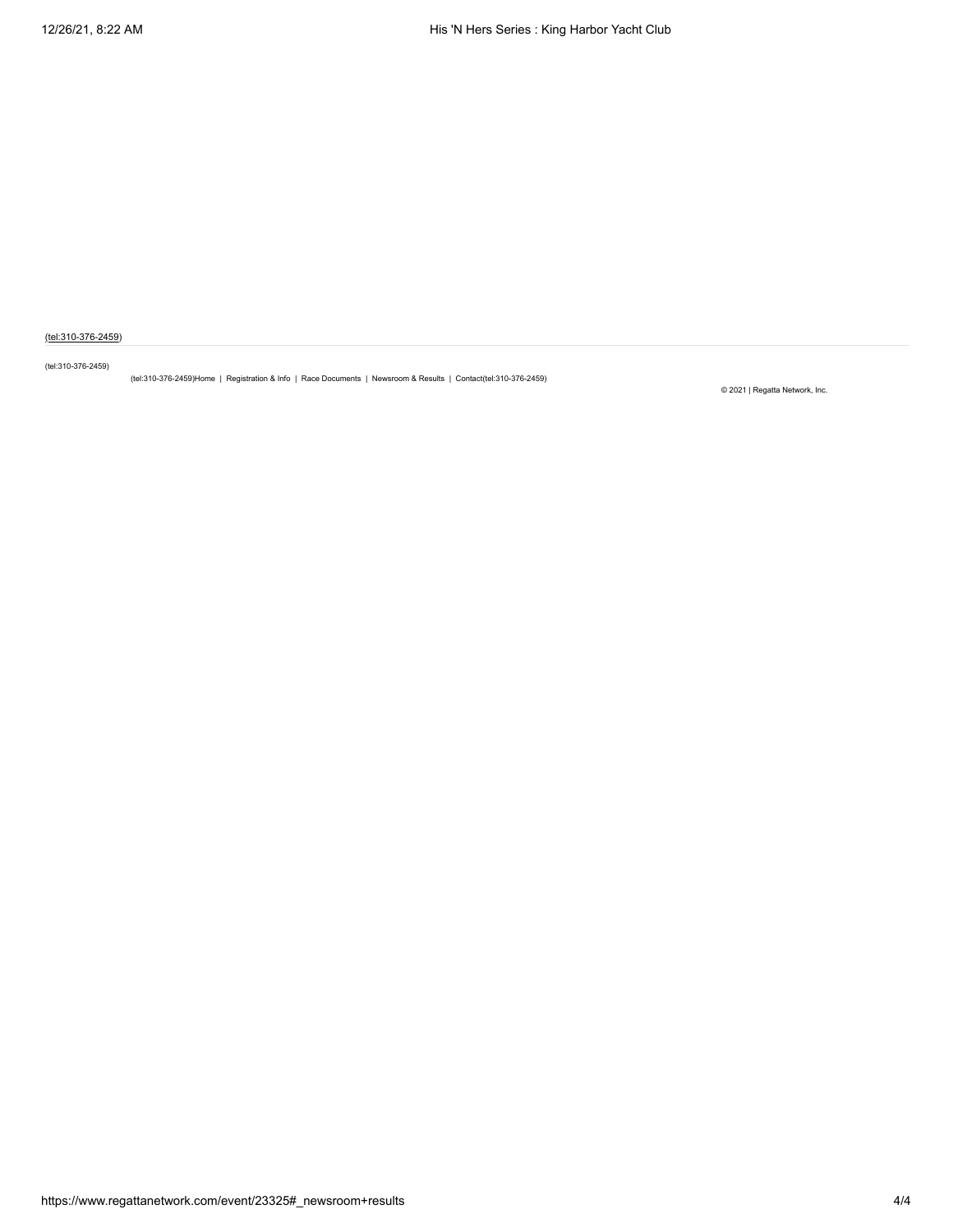(tel:310-376-2459)

(tel:310-376-2459)

(tel:310-376-2459)Home | Registration & Info | Race Documents | Newsroom & Results | Contact(tel:310-376-2459)

© 2021 | Regatta Network, Inc.